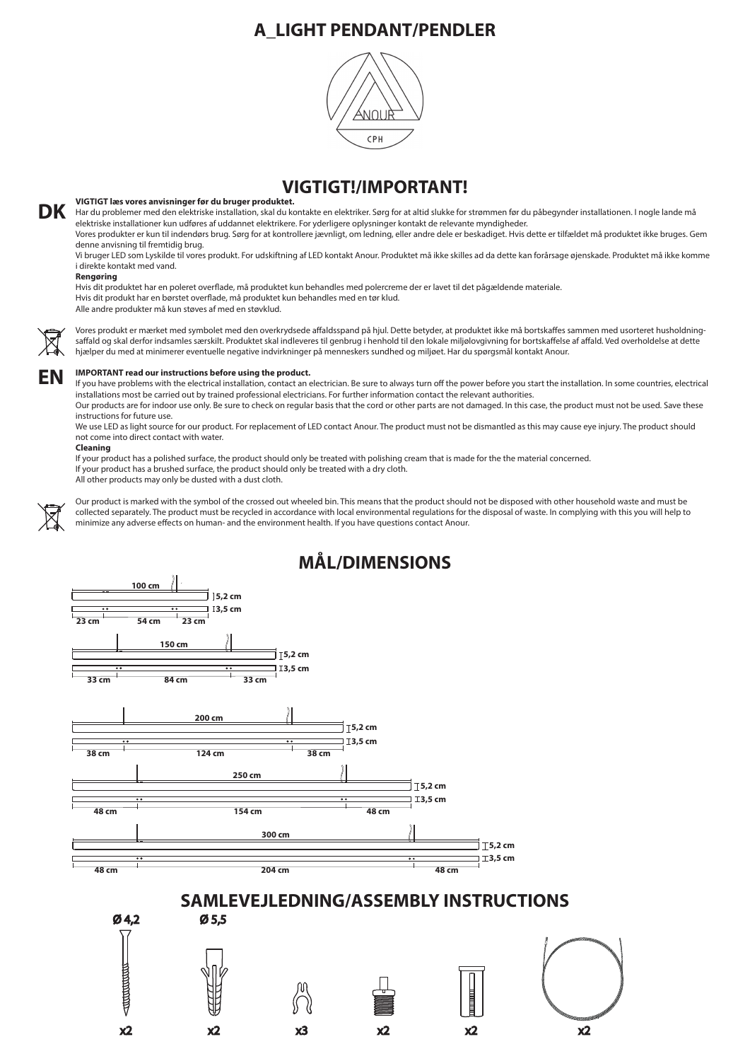# A_LIGHT PENDANT/PENDLER

ANOUR CPH

## VIGTIGT!/IMPORTANT!

**DK**

**VIGTIGT læs vores anvisninger før du bruger produktet.**

Har du problemer med den elektriske installation, skal du kontakte en elektriker. Sørg for at altid slukke for strømmen før du påbegynder installationen. I nogle lande må elektriske installationer kun udføres af uddannet elektrikere. For yderligere oplysninger kontakt de relevante myndigheder.

Vores produkter er kun til indendørs brug. Sørg for at kontrollere jævnligt, om ledning, eller andre dele er beskadiget. Hvis dette er tilfældet må produktet ikke bruges. Gem denne anvisning til fremtidig brug.

Vi bruger LED som Lyskilde til vores produkt. For udskiftning af LED kontakt Anour. Produktet må ikke skilles ad da dette kan forårsage øjenskade. Produktet må ikke komme i direkte kontakt med vand.

**Rengøring**

Hvis dit produktet har en poleret overflade, må produktet kun behandles med polercreme der er lavet til det pågældende materiale.
Hvis dit produkt har en børstet overflade, må produktet kun behandles med en tør klud.
Alle andre produkter må kun støves af med en støvklud.

Vores produkt er mærket med symbolet med den overkrydsede affaldsspand på hjul. Dette betyder, at produktet ikke må bortskaffes sammen med usorteret husholdningsaffald og skal derfor indsamles særskilt. Produktet skal indleveres til genbrug i henhold til den lokale miljølovgivning for bortskaffelse af affald. Ved overholdelse at dette hjælper du med at minimerer eventuelle negative indvirkninger på menneskers sundhed og miljøet. Har du spørgsmål kontakt Anour.

**EN**

**IMPORTANT read our instructions before using the product.**

If you have problems with the electrical installation, contact an electrician. Be sure to always turn off the power before you start the installation. In some countries, electrical installations most be carried out by trained professional electricians. For further information contact the relevant authorities.

Our products are for indoor use only. Be sure to check on regular basis that the cord or other parts are not damaged. In this case, the product must not be used. Save these instructions for future use.

We use LED as light source for our product. For replacement of LED contact Anour. The product must not be dismantled as this may cause eye injury. The product should not come into direct contact with water.

**Cleaning**

If your product has a polished surface, the product should only be treated with polishing cream that is made for the the material concerned.
If your product has a brushed surface, the product should only be treated with a dry cloth.
All other products may only be dusted with a dust cloth.

Our product is marked with the symbol of the crossed out wheeled bin. This means that the product should not be disposed with other household waste and must be collected separately. The product must be recycled in accordance with local environmental regulations for the disposal of waste. In complying with this you will help to minimize any adverse effects on human- and the environment health. If you have questions contact Anour.

## MÅL/DIMENSIONS

| Length | Height | Depth | Suspension spacing |
|---|---|---|---|
| 100 cm | 5,2 cm | 3,5 cm | 23 cm / 54 cm / 23 cm |
| 150 cm | 5,2 cm | 3,5 cm | 33 cm / 84 cm / 33 cm |
| 200 cm | 5,2 cm | 3,5 cm | 38 cm / 124 cm / 38 cm |
| 250 cm | 5,2 cm | 3,5 cm | 48 cm / 154 cm / 48 cm |
| 300 cm | 5,2 cm | 3,5 cm | 48 cm / 204 cm / 48 cm |

## SAMLEVEJLEDNING/ASSEMBLY INSTRUCTIONS

Ø 4,2 x2

Ø 5,5 x2

x3

x2

x2

x2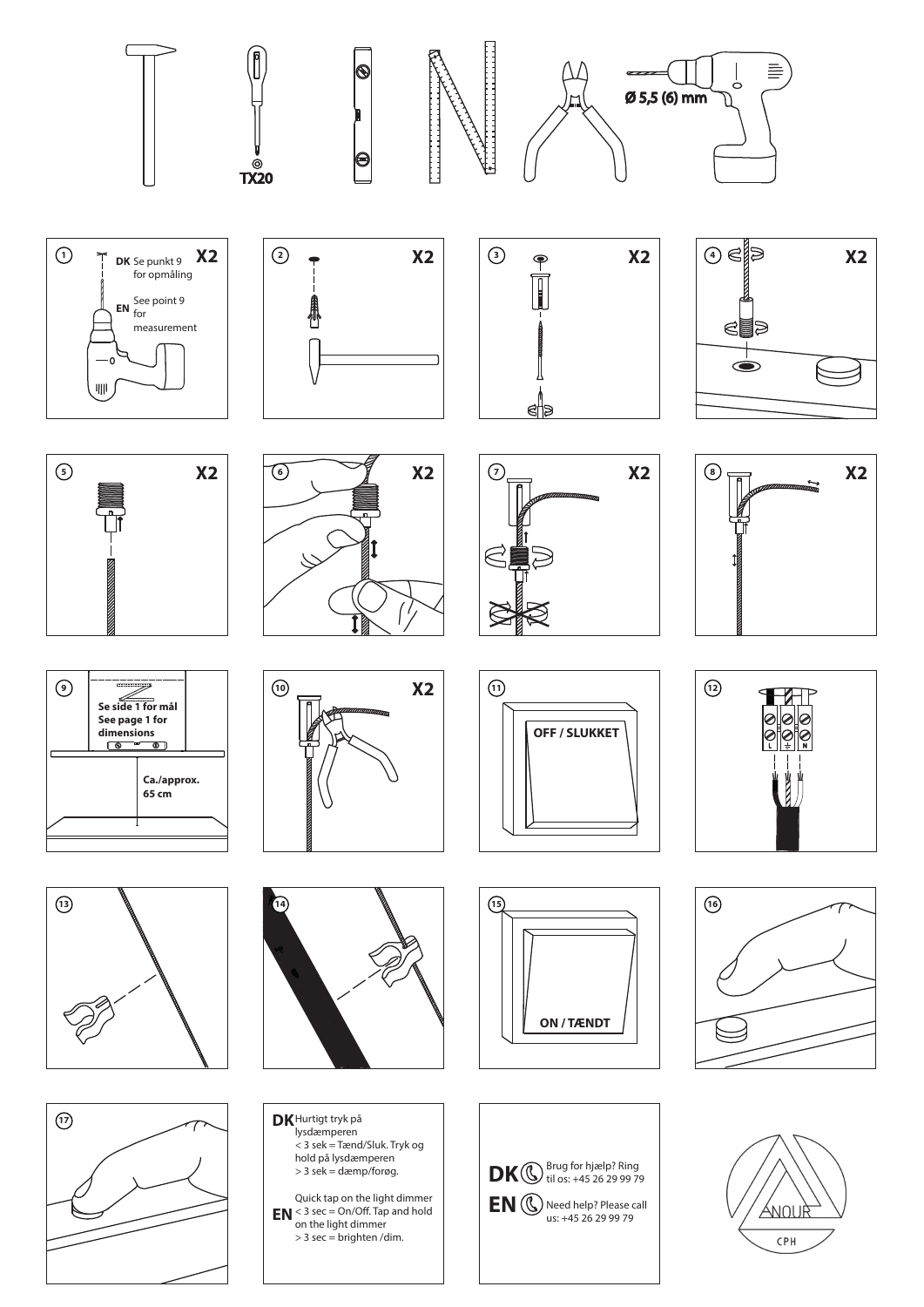TX20

Ø 5,5 (6) mm

1

X2

**DK** Se punkt 9 for opmåling

**EN** See point 9 for measurement

2

X2

3

X2

4

X2

5

X2

6

X2

7

X2

8

X2

9

**Se side 1 for mål**
**See page 1 for dimensions**

**Ca./approx. 65 cm**

10

X2

11

**OFF / SLUKKET**

12

L ⏚ N

13

14

15

**ON / TÆNDT**

16

17

**DK** Hurtigt tryk på lysdæmperen
< 3 sek = Tænd/Sluk. Tryk og hold på lysdæmperen
> 3 sek = dæmp/forøg.

**EN** Quick tap on the light dimmer
< 3 sec = On/Off. Tap and hold on the light dimmer
> 3 sec = brighten /dim.

**DK** Brug for hjælp? Ring til os: +45 26 29 99 79

**EN** Need help? Please call us: +45 26 29 99 79

ANOUR
CPH